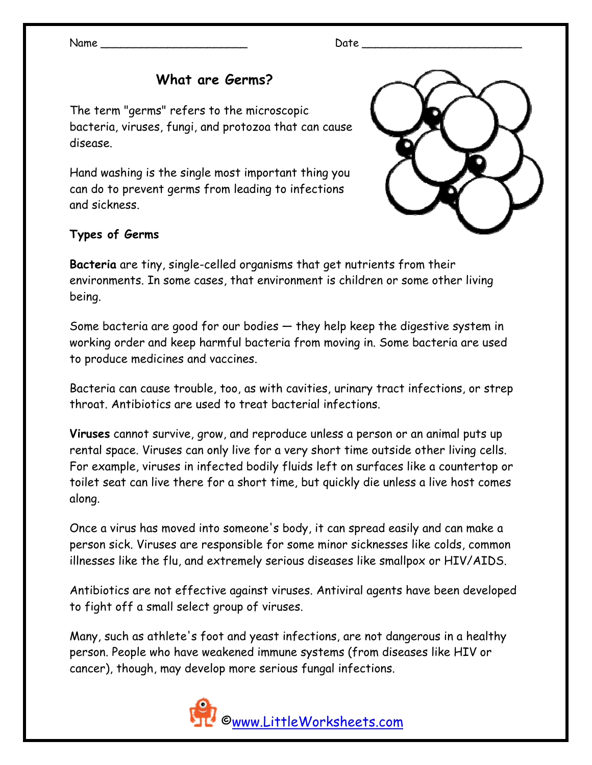Name ______________________ Date ________________________

# What are Germs?

The term "germs" refers to the microscopic bacteria, viruses, fungi, and protozoa that can cause disease.

Hand washing is the single most important thing you can do to prevent germs from leading to infections and sickness.

**Types of Germs**

**Bacteria** are tiny, single-celled organisms that get nutrients from their environments. In some cases, that environment is children or some other living being.

Some bacteria are good for our bodies — they help keep the digestive system in working order and keep harmful bacteria from moving in. Some bacteria are used to produce medicines and vaccines.

Bacteria can cause trouble, too, as with cavities, urinary tract infections, or strep throat. Antibiotics are used to treat bacterial infections.

**Viruses** cannot survive, grow, and reproduce unless a person or an animal puts up rental space. Viruses can only live for a very short time outside other living cells. For example, viruses in infected bodily fluids left on surfaces like a countertop or toilet seat can live there for a short time, but quickly die unless a live host comes along.

Once a virus has moved into someone's body, it can spread easily and can make a person sick. Viruses are responsible for some minor sicknesses like colds, common illnesses like the flu, and extremely serious diseases like smallpox or HIV/AIDS.

Antibiotics are not effective against viruses. Antiviral agents have been developed to fight off a small select group of viruses.

Many, such as athlete's foot and yeast infections, are not dangerous in a healthy person. People who have weakened immune systems (from diseases like HIV or cancer), though, may develop more serious fungal infections.

©www.LittleWorksheets.com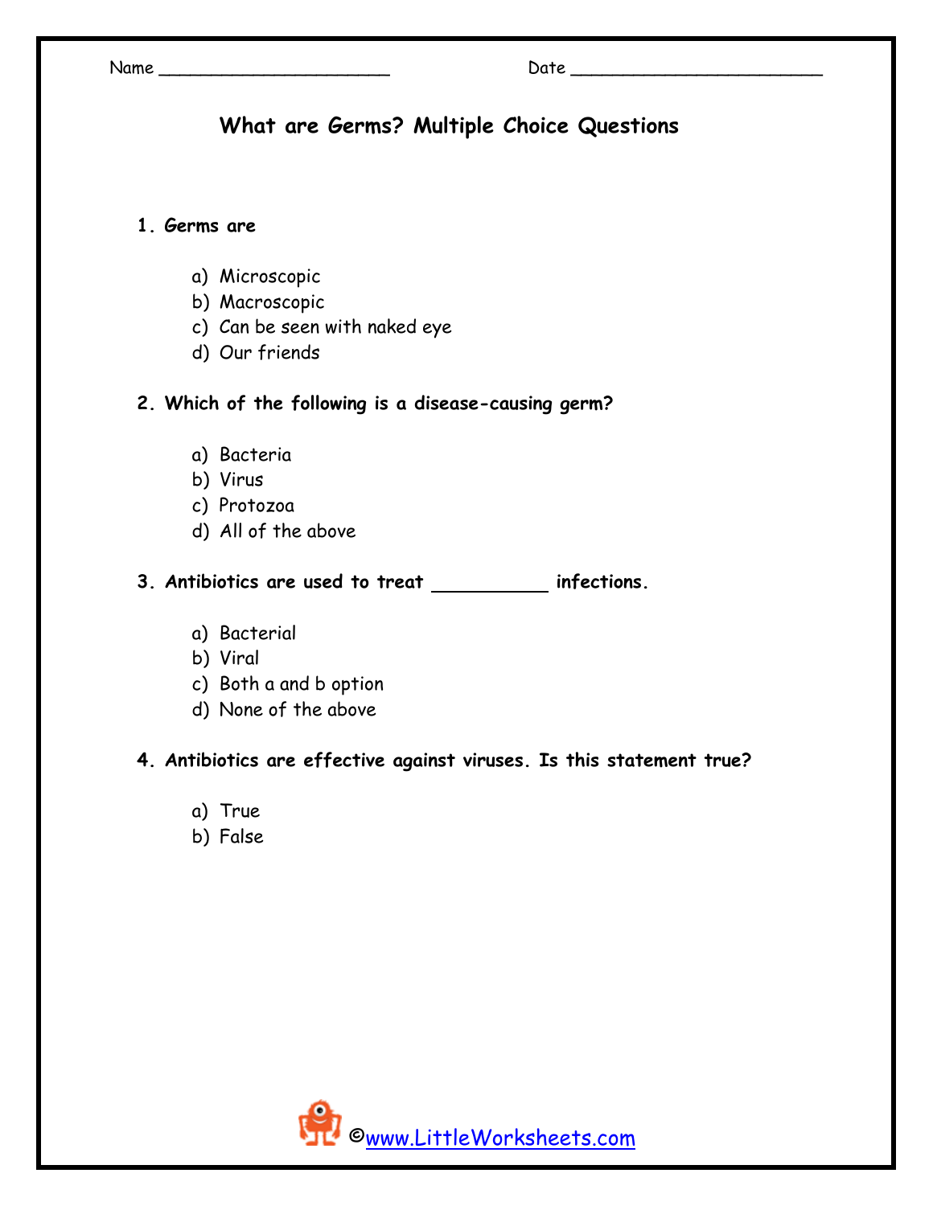Name ______________________ Date ________________________

# What are Germs? Multiple Choice Questions

**1. Germs are**

a) Microscopic
b) Macroscopic
c) Can be seen with naked eye
d) Our friends

**2. Which of the following is a disease-causing germ?**

a) Bacteria
b) Virus
c) Protozoa
d) All of the above

**3. Antibiotics are used to treat __________ infections.**

a) Bacterial
b) Viral
c) Both a and b option
d) None of the above

**4. Antibiotics are effective against viruses. Is this statement true?**

a) True
b) False

©www.LittleWorksheets.com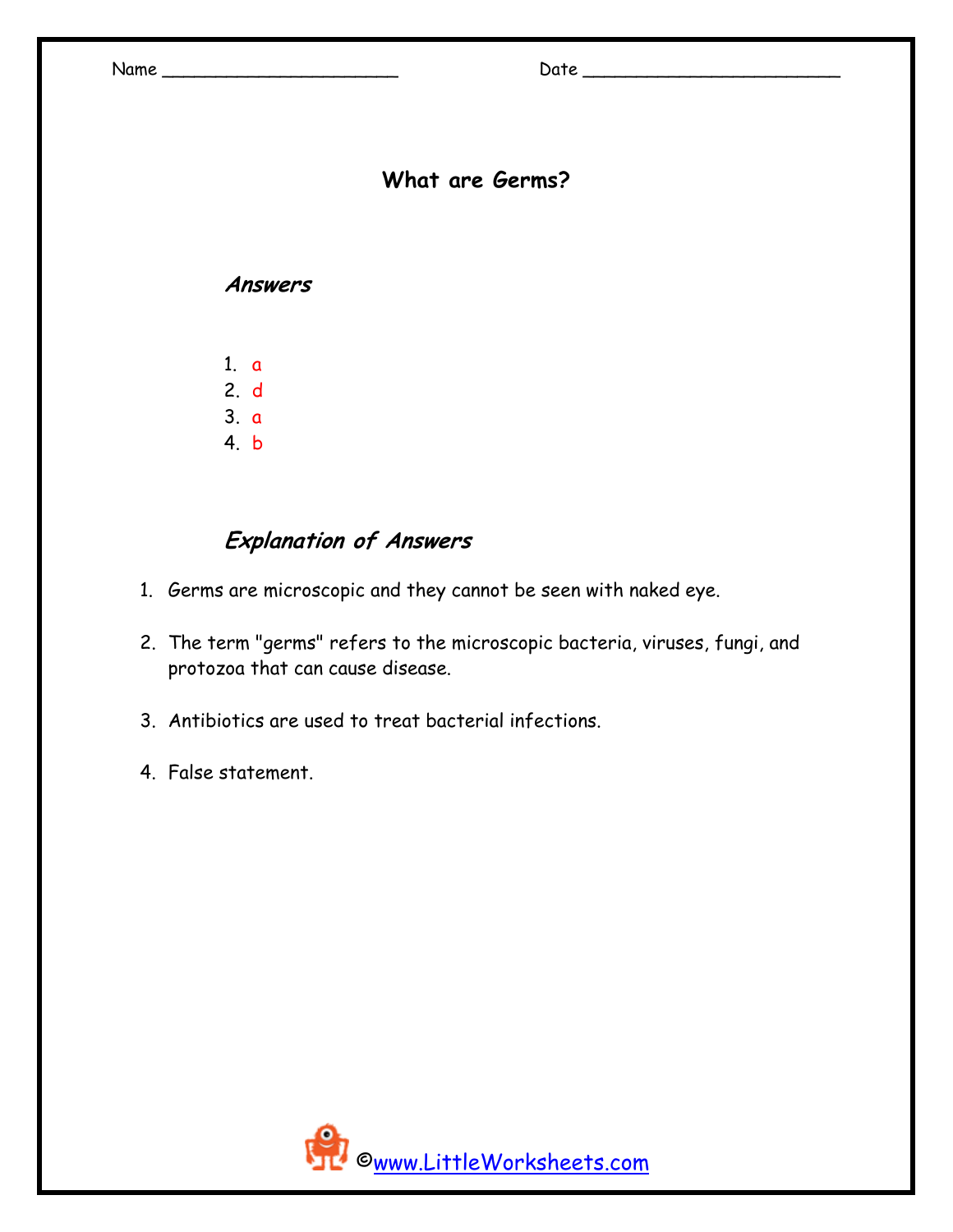Name ______________________ Date ________________________

# What are Germs?

## *Answers*

1. a
2. d
3. a
4. b

## *Explanation of Answers*

1. Germs are microscopic and they cannot be seen with naked eye.
2. The term "germs" refers to the microscopic bacteria, viruses, fungi, and protozoa that can cause disease.
3. Antibiotics are used to treat bacterial infections.
4. False statement.

©www.LittleWorksheets.com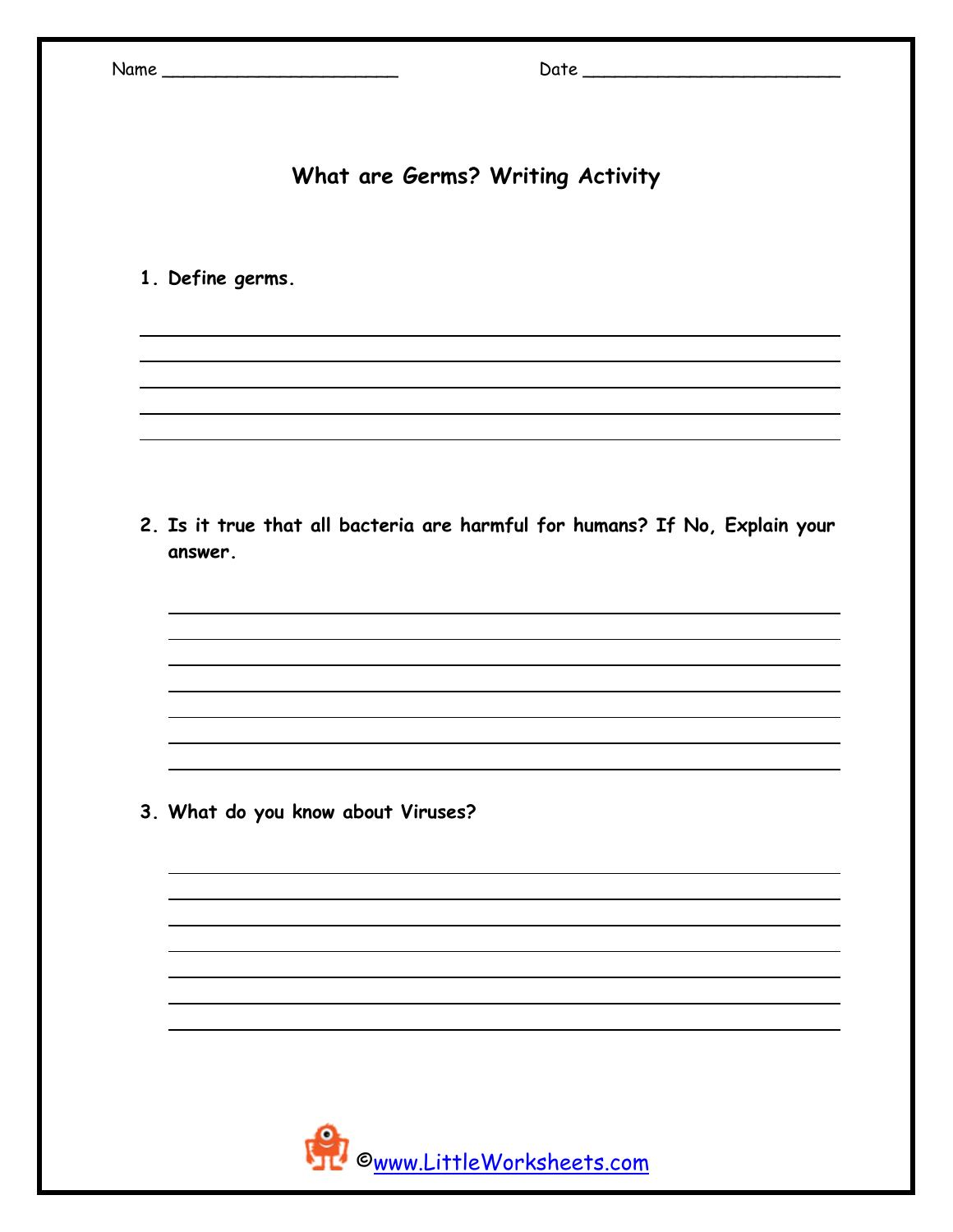Name ______________________ Date ________________________

# What are Germs? Writing Activity

1. **Define germs.**

_______________________________________________
_______________________________________________
_______________________________________________
_______________________________________________
_______________________________________________

2. **Is it true that all bacteria are harmful for humans? If No, Explain your answer.**

_______________________________________________
_______________________________________________
_______________________________________________
_______________________________________________
_______________________________________________
_______________________________________________
_______________________________________________

3. **What do you know about Viruses?**

_______________________________________________
_______________________________________________
_______________________________________________
_______________________________________________
_______________________________________________
_______________________________________________
_______________________________________________

©www.LittleWorksheets.com